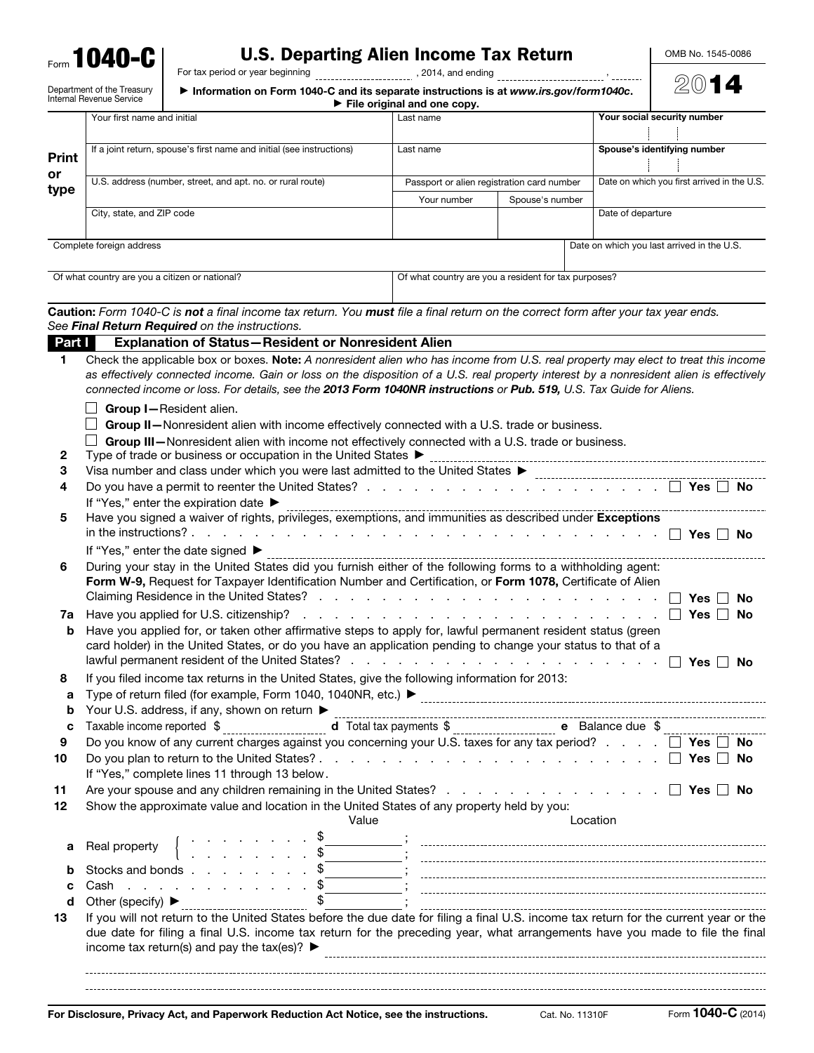Form **1040-C**

Department of the Treasury
Internal Revenue Service

# U.S. Departing Alien Income Tax Return

For tax period or year beginning ____________, 2014, and ending ____________, ______

▶ Information on Form 1040-C and its separate instructions is at *www.irs.gov/form1040c*.
▶ File original and one copy.

OMB No. 1545-0086

2014

**Print or type**

| Your first name and initial | Last name | | Your social security number |
|---|---|---|---|
| If a joint return, spouse's first name and initial (see instructions) | Last name | | Spouse's identifying number |
| U.S. address (number, street, and apt. no. or rural route) | Passport or alien registration card number | | Date on which you first arrived in the U.S. |
| | Your number | Spouse's number | |
| City, state, and ZIP code | | | Date of departure |
| Complete foreign address | | | Date on which you last arrived in the U.S. |
| Of what country are you a citizen or national? | Of what country are you a resident for tax purposes? | | |

**Caution:** *Form 1040-C is **not** a final income tax return. You **must** file a final return on the correct form after your tax year ends. See **Final Return Required** on the instructions.*

## Part I Explanation of Status—Resident or Nonresident Alien

**1** Check the applicable box or boxes. **Note:** *A nonresident alien who has income from U.S. real property may elect to treat this income as effectively connected income. Gain or loss on the disposition of a U.S. real property interest by a nonresident alien is effectively connected income or loss. For details, see the **2013 Form 1040NR instructions** or **Pub. 519,** U.S. Tax Guide for Aliens.*

☐ **Group I—**Resident alien.

☐ **Group II—**Nonresident alien with income effectively connected with a U.S. trade or business.

☐ **Group III—**Nonresident alien with income not effectively connected with a U.S. trade or business.

**2** Type of trade or business or occupation in the United States ▶ ____________

**3** Visa number and class under which you were last admitted to the United States ▶ ____________

**4** Do you have a permit to reenter the United States? ☐ Yes ☐ No
If "Yes," enter the expiration date ▶ ____________

**5** Have you signed a waiver of rights, privileges, exemptions, and immunities as described under **Exceptions** in the instructions? ☐ Yes ☐ No
If "Yes," enter the date signed ▶ ____________

**6** During your stay in the United States did you furnish either of the following forms to a withholding agent: **Form W-9,** Request for Taxpayer Identification Number and Certification, or **Form 1078,** Certificate of Alien Claiming Residence in the United States? ☐ Yes ☐ No

**7a** Have you applied for U.S. citizenship? ☐ Yes ☐ No

**b** Have you applied for, or taken other affirmative steps to apply for, lawful permanent resident status (green card holder) in the United States, or do you have an application pending to change your status to that of a lawful permanent resident of the United States? ☐ Yes ☐ No

**8** If you filed income tax returns in the United States, give the following information for 2013:

**a** Type of return filed (for example, Form 1040, 1040NR, etc.) ▶ ____________

**b** Your U.S. address, if any, shown on return ▶ ____________

**c** Taxable income reported $ ________ **d** Total tax payments $ ________ **e** Balance due $ ________

**9** Do you know of any current charges against you concerning your U.S. taxes for any tax period? ☐ Yes ☐ No

**10** Do you plan to return to the United States? ☐ Yes ☐ No
If "Yes," complete lines 11 through 13 below.

**11** Are your spouse and any children remaining in the United States? ☐ Yes ☐ No

**12** Show the approximate value and location in the United States of any property held by you:

| | | Value | Location |
|---|---|---|---|
| **a** | Real property | $ | |
| | | $ | |
| **b** | Stocks and bonds | $ | |
| **c** | Cash | $ | |
| **d** | Other (specify) ▶ | $ | |

**13** If you will not return to the United States before the due date for filing a final U.S. income tax return for the current year or the due date for filing a final U.S. income tax return for the preceding year, what arrangements have you made to file the final income tax return(s) and pay the tax(es)? ▶ ____________

**For Disclosure, Privacy Act, and Paperwork Reduction Act Notice, see the instructions.** Cat. No. 11310F Form **1040-C** (2014)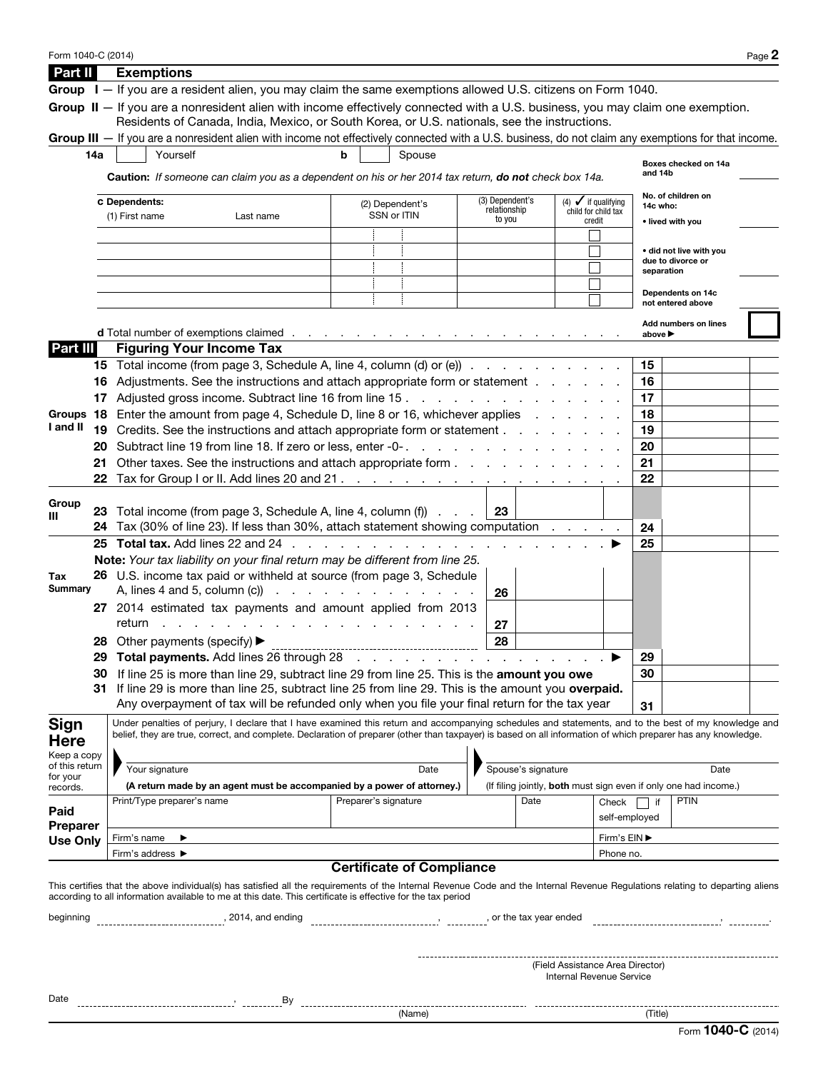## Part II Exemptions

**Group I** — If you are a resident alien, you may claim the same exemptions allowed U.S. citizens on Form 1040.

**Group II** — If you are a nonresident alien with income effectively connected with a U.S. business, you may claim one exemption. Residents of Canada, India, Mexico, or South Korea, or U.S. nationals, see the instructions.

**Group III** — If you are a nonresident alien with income not effectively connected with a U.S. business, do not claim any exemptions for that income.

**14a** ☐ Yourself **b** ☐ Spouse

**Caution:** *If someone can claim you as a dependent on his or her 2014 tax return,* ***do not*** *check box 14a.*

Boxes checked on 14a and 14b

| c Dependents: (1) First name Last name | (2) Dependent's SSN or ITIN | (3) Dependent's relationship to you | (4) ✓ if qualifying child for child tax credit |
|---|---|---|---|
| | | | ☐ |
| | | | ☐ |
| | | | ☐ |
| | | | ☐ |
| | | | ☐ |

No. of children on 14c who:
- lived with you
- did not live with you due to divorce or separation

Dependents on 14c not entered above

Add numbers on lines above ▶

**d** Total number of exemptions claimed

## Part III Figuring Your Income Tax

**Groups I and II**

| Line | Description | | Amount |
|---|---|---|---|
| 15 | Total income (from page 3, Schedule A, line 4, column (d) or (e)) | 15 | |
| 16 | Adjustments. See the instructions and attach appropriate form or statement | 16 | |
| 17 | Adjusted gross income. Subtract line 16 from line 15 | 17 | |
| 18 | Enter the amount from page 4, Schedule D, line 8 or 16, whichever applies | 18 | |
| 19 | Credits. See the instructions and attach appropriate form or statement | 19 | |
| 20 | Subtract line 19 from line 18. If zero or less, enter -0- | 20 | |
| 21 | Other taxes. See the instructions and attach appropriate form | 21 | |
| 22 | Tax for Group I or II. Add lines 20 and 21 | 22 | |

**Group III**

| Line | Description | | Amount |
|---|---|---|---|
| 23 | Total income (from page 3, Schedule A, line 4, column (f)) — 23 | | |
| 24 | Tax (30% of line 23). If less than 30%, attach statement showing computation | 24 | |
| 25 | **Total tax.** Add lines 22 and 24 ▶ | 25 | |

**Note:** *Your tax liability on your final return may be different from line 25.*

**Tax Summary**

| Line | Description | | Amount |
|---|---|---|---|
| 26 | U.S. income tax paid or withheld at source (from page 3, Schedule A, lines 4 and 5, column (c)) — 26 | | |
| 27 | 2014 estimated tax payments and amount applied from 2013 return — 27 | | |
| 28 | Other payments (specify) ▶ — 28 | | |
| 29 | **Total payments.** Add lines 26 through 28 ▶ | 29 | |
| 30 | If line 25 is more than line 29, subtract line 29 from line 25. This is the **amount you owe** | 30 | |
| 31 | If line 29 is more than line 25, subtract line 25 from line 29. This is the amount you **overpaid.** Any overpayment of tax will be refunded only when you file your final return for the tax year | 31 | |

## Sign Here

Keep a copy of this return for your records.

Under penalties of perjury, I declare that I have examined this return and accompanying schedules and statements, and to the best of my knowledge and belief, they are true, correct, and complete. Declaration of preparer (other than taxpayer) is based on all information of which preparer has any knowledge.

| Your signature | Date | Spouse's signature | Date |
|---|---|---|---|
| **(A return made by an agent must be accompanied by a power of attorney.)** | | (If filing jointly, **both** must sign even if only one had income.) | |

## Paid Preparer Use Only

| Print/Type preparer's name | Preparer's signature | Date | Check ☐ if self-employed | PTIN |
|---|---|---|---|---|
| Firm's name ▶ | | | Firm's EIN ▶ | |
| Firm's address ▶ | | | Phone no. | |

## Certificate of Compliance

This certifies that the above individual(s) has satisfied all the requirements of the Internal Revenue Code and the Internal Revenue Regulations relating to departing aliens according to all information available to me at this date. This certificate is effective for the tax period

beginning ______________, 2014, and ending ______________, ______, or the tax year ended ______________, ______.

______________________________
(Field Assistance Area Director)
Internal Revenue Service

Date ______________, ______ By ______________________ ______________________
(Name) (Title)

Form **1040-C** (2014)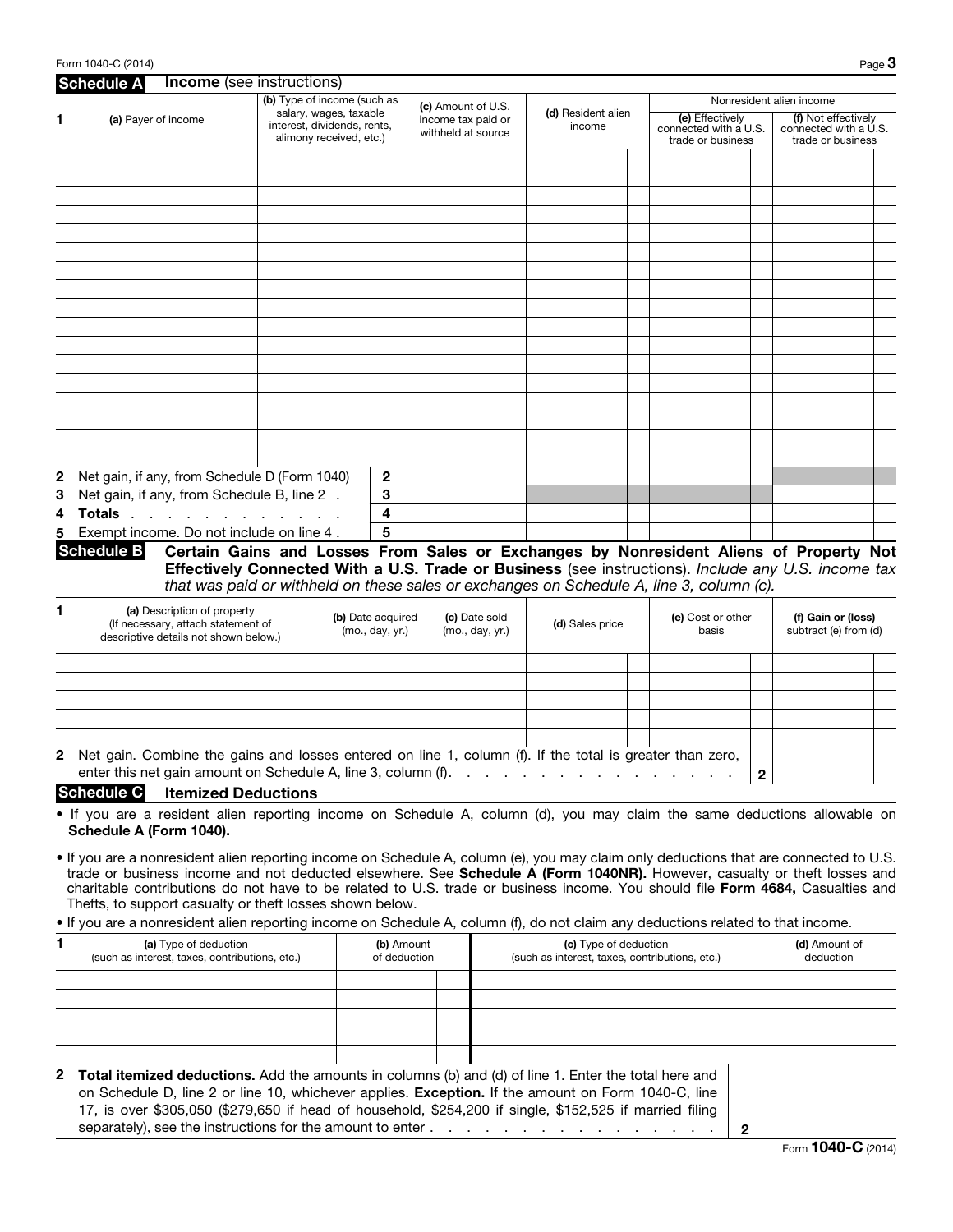## Schedule A Income (see instructions)

| 1 | (a) Payer of income | (b) Type of income (such as salary, wages, taxable interest, dividends, rents, alimony received, etc.) | (c) Amount of U.S. income tax paid or withheld at source | (d) Resident alien income | Nonresident alien income | |
|---|---|---|---|---|---|---|
| | | | | | (e) Effectively connected with a U.S. trade or business | (f) Not effectively connected with a U.S. trade or business |
| | | | | | | |
| | | | | | | |
| | | | | | | |
| | | | | | | |
| | | | | | | |
| | | | | | | |
| | | | | | | |
| | | | | | | |
| | | | | | | |
| | | | | | | |
| | | | | | | |
| | | | | | | |
| | | | | | | |
| | | | | | | |
| | | | | | | |
| | | | | | | |
| 2 | Net gain, if any, from Schedule D (Form 1040) | 2 | | | | |
| 3 | Net gain, if any, from Schedule B, line 2 . | 3 | | | | |
| 4 | **Totals** . . . . . . . . . . . . . . | 4 | | | | |
| 5 | Exempt income. Do not include on line 4 . | 5 | | | | |

## Schedule B Certain Gains and Losses From Sales or Exchanges by Nonresident Aliens of Property Not Effectively Connected With a U.S. Trade or Business (see instructions). *Include any U.S. income tax that was paid or withheld on these sales or exchanges on Schedule A, line 3, column (c).*

| 1 | (a) Description of property (If necessary, attach statement of descriptive details not shown below.) | (b) Date acquired (mo., day, yr.) | (c) Date sold (mo., day, yr.) | (d) Sales price | (e) Cost or other basis | (f) Gain or (loss) subtract (e) from (d) |
|---|---|---|---|---|---|---|
| | | | | | | |
| | | | | | | |
| | | | | | | |
| | | | | | | |
| | | | | | | |

**2** Net gain. Combine the gains and losses entered on line 1, column (f). If the total is greater than zero, enter this net gain amount on Schedule A, line 3, column (f). . . . . . . . . . . . . . . . . . . **2**

## Schedule C Itemized Deductions

- If you are a resident alien reporting income on Schedule A, column (d), you may claim the same deductions allowable on **Schedule A (Form 1040).**
- If you are a nonresident alien reporting income on Schedule A, column (e), you may claim only deductions that are connected to U.S. trade or business income and not deducted elsewhere. See **Schedule A (Form 1040NR).** However, casualty or theft losses and charitable contributions do not have to be related to U.S. trade or business income. You should file **Form 4684,** Casualties and Thefts, to support casualty or theft losses shown below.
- If you are a nonresident alien reporting income on Schedule A, column (f), do not claim any deductions related to that income.

| 1 | (a) Type of deduction (such as interest, taxes, contributions, etc.) | (b) Amount of deduction | (c) Type of deduction (such as interest, taxes, contributions, etc.) | (d) Amount of deduction |
|---|---|---|---|---|
| | | | | |
| | | | | |
| | | | | |
| | | | | |
| | | | | |

**2** **Total itemized deductions.** Add the amounts in columns (b) and (d) of line 1. Enter the total here and on Schedule D, line 2 or line 10, whichever applies. **Exception.** If the amount on Form 1040-C, line 17, is over $305,050 ($279,650 if head of household, $254,200 if single, $152,525 if married filing separately), see the instructions for the amount to enter . . . . . . . . . . . . . . . . . **2**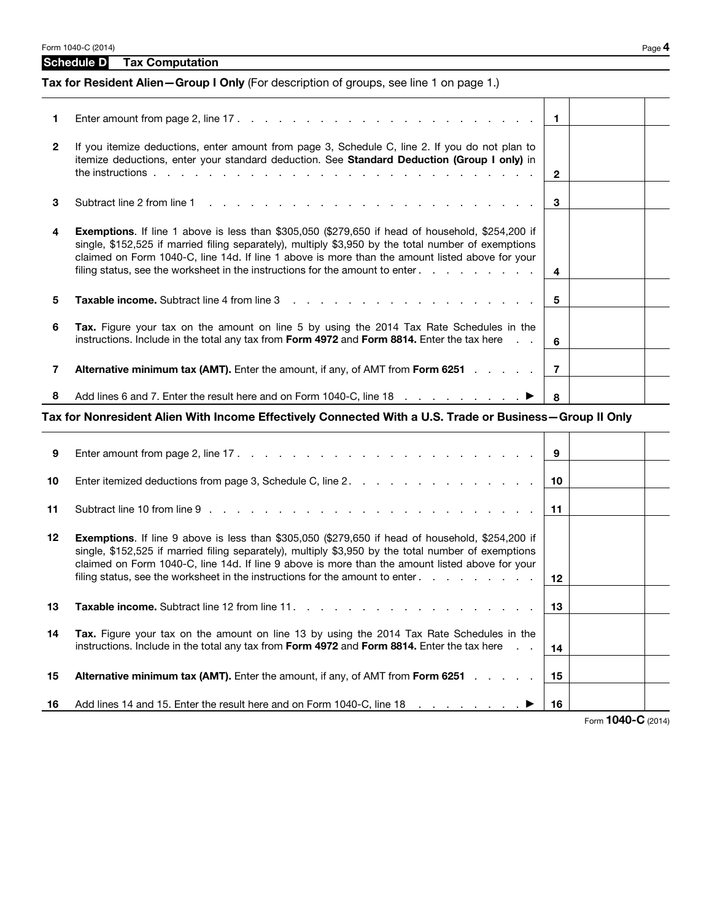## Schedule D Tax Computation

**Tax for Resident Alien—Group I Only** (For description of groups, see line 1 on page 1.)

| | | | | |
|---|---|---|---|---|
| 1 | Enter amount from page 2, line 17 | 1 | | |
| 2 | If you itemize deductions, enter amount from page 3, Schedule C, line 2. If you do not plan to itemize deductions, enter your standard deduction. See **Standard Deduction (Group I only)** in the instructions | 2 | | |
| 3 | Subtract line 2 from line 1 | 3 | | |
| 4 | **Exemptions**. If line 1 above is less than $305,050 ($279,650 if head of household, $254,200 if single, $152,525 if married filing separately), multiply $3,950 by the total number of exemptions claimed on Form 1040-C, line 14d. If line 1 above is more than the amount listed above for your filing status, see the worksheet in the instructions for the amount to enter | 4 | | |
| 5 | **Taxable income.** Subtract line 4 from line 3 | 5 | | |
| 6 | **Tax.** Figure your tax on the amount on line 5 by using the 2014 Tax Rate Schedules in the instructions. Include in the total any tax from **Form 4972** and **Form 8814.** Enter the tax here | 6 | | |
| 7 | **Alternative minimum tax (AMT).** Enter the amount, if any, of AMT from **Form 6251** | 7 | | |
| 8 | Add lines 6 and 7. Enter the result here and on Form 1040-C, line 18 ▶ | 8 | | |

**Tax for Nonresident Alien With Income Effectively Connected With a U.S. Trade or Business—Group II Only**

| | | | | |
|---|---|---|---|---|
| 9 | Enter amount from page 2, line 17 | 9 | | |
| 10 | Enter itemized deductions from page 3, Schedule C, line 2 | 10 | | |
| 11 | Subtract line 10 from line 9 | 11 | | |
| 12 | **Exemptions**. If line 9 above is less than $305,050 ($279,650 if head of household, $254,200 if single, $152,525 if married filing separately), multiply $3,950 by the total number of exemptions claimed on Form 1040-C, line 14d. If line 9 above is more than the amount listed above for your filing status, see the worksheet in the instructions for the amount to enter | 12 | | |
| 13 | **Taxable income.** Subtract line 12 from line 11 | 13 | | |
| 14 | **Tax.** Figure your tax on the amount on line 13 by using the 2014 Tax Rate Schedules in the instructions. Include in the total any tax from **Form 4972** and **Form 8814.** Enter the tax here | 14 | | |
| 15 | **Alternative minimum tax (AMT).** Enter the amount, if any, of AMT from **Form 6251** | 15 | | |
| 16 | Add lines 14 and 15. Enter the result here and on Form 1040-C, line 18 ▶ | 16 | | |

Form **1040-C** (2014)